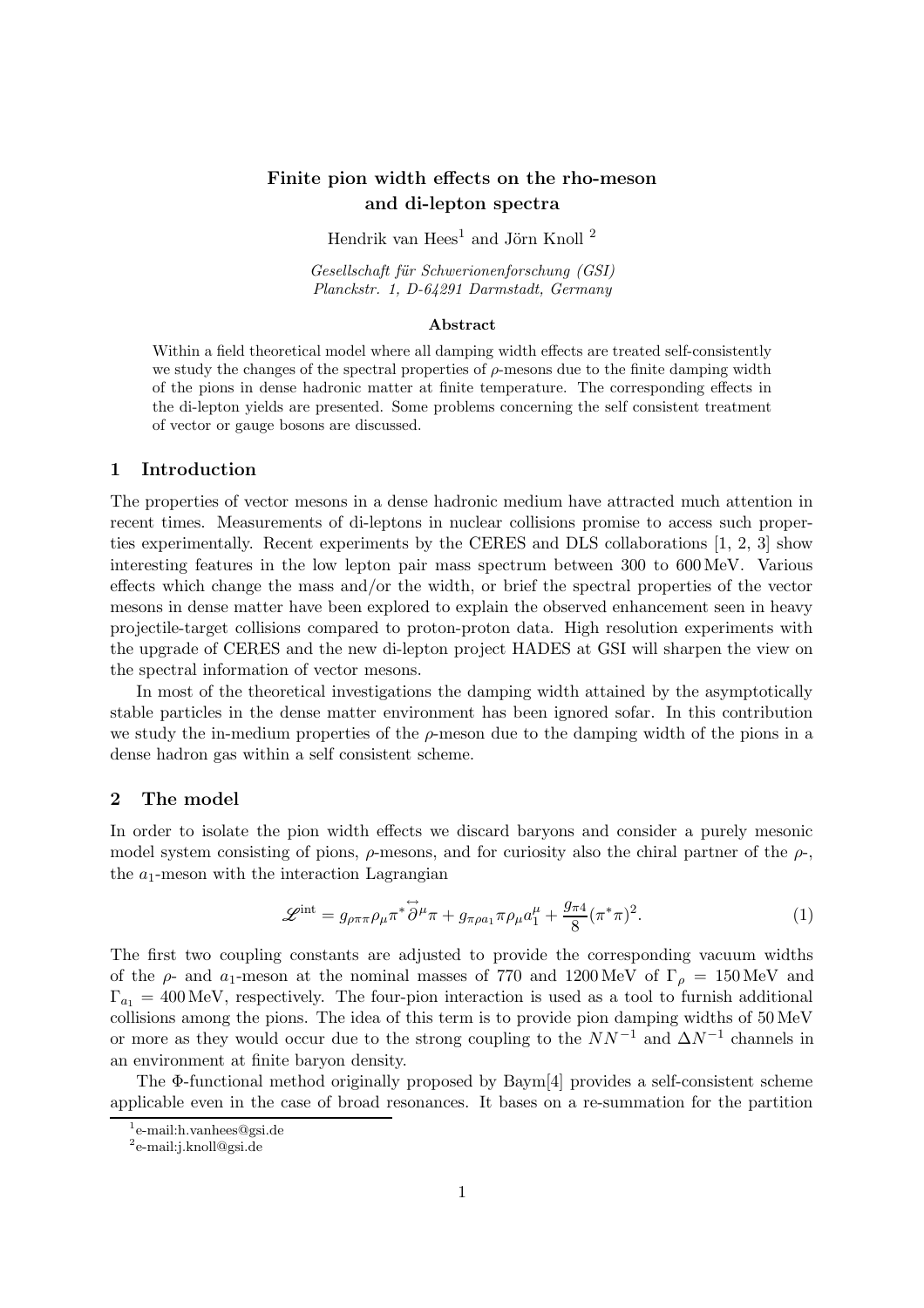# Finite pion width effects on the rho-meson and di-lepton spectra

Hendrik van Hees[1] and Jörn Knoll [2]

*Gesellschaft für Schwerionenforschung (GSI)*
*Planckstr. 1, D-64291 Darmstadt, Germany*

### Abstract

Within a field theoretical model where all damping width effects are treated self-consistently we study the changes of the spectral properties of $\rho$-mesons due to the finite damping width of the pions in dense hadronic matter at finite temperature. The corresponding effects in the di-lepton yields are presented. Some problems concerning the self consistent treatment of vector or gauge bosons are discussed.

## 1 Introduction

The properties of vector mesons in a dense hadronic medium have attracted much attention in recent times. Measurements of di-leptons in nuclear collisions promise to access such properties experimentally. Recent experiments by the CERES and DLS collaborations [1, 2, 3] show interesting features in the low lepton pair mass spectrum between 300 to 600 MeV. Various effects which change the mass and/or the width, or brief the spectral properties of the vector mesons in dense matter have been explored to explain the observed enhancement seen in heavy projectile-target collisions compared to proton-proton data. High resolution experiments with the upgrade of CERES and the new di-lepton project HADES at GSI will sharpen the view on the spectral information of vector mesons.

In most of the theoretical investigations the damping width attained by the asymptotically stable particles in the dense matter environment has been ignored sofar. In this contribution we study the in-medium properties of the $\rho$-meson due to the damping width of the pions in a dense hadron gas within a self consistent scheme.

## 2 The model

In order to isolate the pion width effects we discard baryons and consider a purely mesonic model system consisting of pions, $\rho$-mesons, and for curiosity also the chiral partner of the $\rho$-, the $a_1$-meson with the interaction Lagrangian

$$\mathscr{L}^{\text{int}} = g_{\rho\pi\pi}\rho_\mu \pi^* \overset{\leftrightarrow}{\partial^\mu} \pi + g_{\pi\rho a_1} \pi \rho_\mu a_1^\mu + \frac{g_{\pi 4}}{8}(\pi^* \pi)^2. \tag{1}$$

The first two coupling constants are adjusted to provide the corresponding vacuum widths of the $\rho$- and $a_1$-meson at the nominal masses of 770 and 1200 MeV of $\Gamma_\rho = 150\,\text{MeV}$ and $\Gamma_{a_1} = 400\,\text{MeV}$, respectively. The four-pion interaction is used as a tool to furnish additional collisions among the pions. The idea of this term is to provide pion damping widths of 50 MeV or more as they would occur due to the strong coupling to the $NN^{-1}$ and $\Delta N^{-1}$ channels in an environment at finite baryon density.

The $\Phi$-functional method originally proposed by Baym[4] provides a self-consistent scheme applicable even in the case of broad resonances. It bases on a re-summation for the partition

[1] e-mail:h.vanhees@gsi.de

[2] e-mail:j.knoll@gsi.de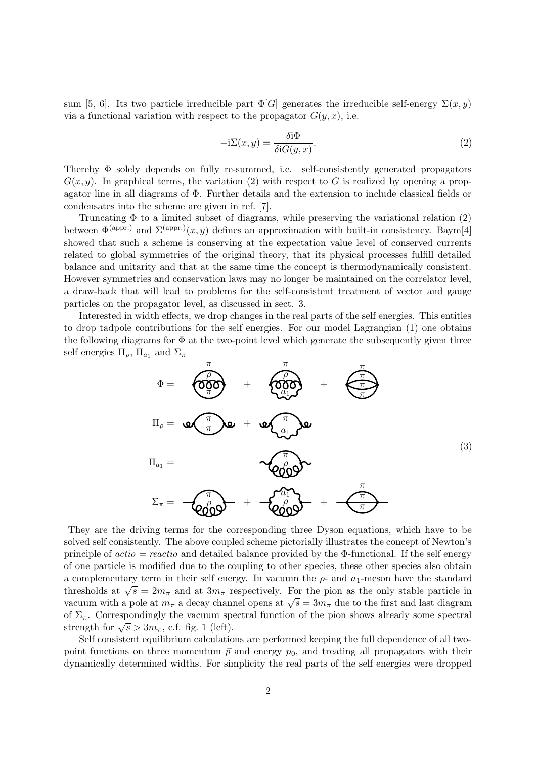sum [5, 6]. Its two particle irreducible part $\Phi[G]$ generates the irreducible self-energy $\Sigma(x,y)$ via a functional variation with respect to the propagator $G(y,x)$, i.e.

$$-\mathrm{i}\Sigma(x,y) = \frac{\delta \mathrm{i}\Phi}{\delta \mathrm{i}G(y,x)}. \tag{2}$$

Thereby $\Phi$ solely depends on fully re-summed, i.e. self-consistently generated propagators $G(x,y)$. In graphical terms, the variation (2) with respect to $G$ is realized by opening a propagator line in all diagrams of $\Phi$. Further details and the extension to include classical fields or condensates into the scheme are given in ref. [7].

Truncating $\Phi$ to a limited subset of diagrams, while preserving the variational relation (2) between $\Phi^{(\mathrm{appr.})}$ and $\Sigma^{(\mathrm{appr.})}(x,y)$ defines an approximation with built-in consistency. Baym[4] showed that such a scheme is conserving at the expectation value level of conserved currents related to global symmetries of the original theory, that its physical processes fulfill detailed balance and unitarity and that at the same time the concept is thermodynamically consistent. However symmetries and conservation laws may no longer be maintained on the correlator level, a draw-back that will lead to problems for the self-consistent treatment of vector and gauge particles on the propagator level, as discussed in sect. 3.

Interested in width effects, we drop changes in the real parts of the self energies. This entitles to drop tadpole contributions for the self energies. For our model Lagrangian (1) one obtains the following diagrams for $\Phi$ at the two-point level which generate the subsequently given three self energies $\Pi_\rho$, $\Pi_{a_1}$ and $\Sigma_\pi$

$$\Phi = [\pi\rho\pi] + [\pi\rho a_1] + [\pi\pi\pi\pi]$$

$$\Pi_\rho = [\pi\pi] + [\pi a_1]$$

$$\Pi_{a_1} = [\pi\rho] \tag{3}$$

$$\Sigma_\pi = [\pi\rho] + [a_1\rho] + [\pi\pi\pi]$$

They are the driving terms for the corresponding three Dyson equations, which have to be solved self consistently. The above coupled scheme pictorially illustrates the concept of Newton's principle of *actio = reactio* and detailed balance provided by the $\Phi$-functional. If the self energy of one particle is modified due to the coupling to other species, these other species also obtain a complementary term in their self energy. In vacuum the $\rho$- and $a_1$-meson have the standard thresholds at $\sqrt{s} = 2m_\pi$ and at $3m_\pi$ respectively. For the pion as the only stable particle in vacuum with a pole at $m_\pi$ a decay channel opens at $\sqrt{s} = 3m_\pi$ due to the first and last diagram of $\Sigma_\pi$. Correspondingly the vacuum spectral function of the pion shows already some spectral strength for $\sqrt{s} > 3m_\pi$, c.f. fig. 1 (left).

Self consistent equilibrium calculations are performed keeping the full dependence of all two-point functions on three momentum $\vec{p}$ and energy $p_0$, and treating all propagators with their dynamically determined widths. For simplicity the real parts of the self energies were dropped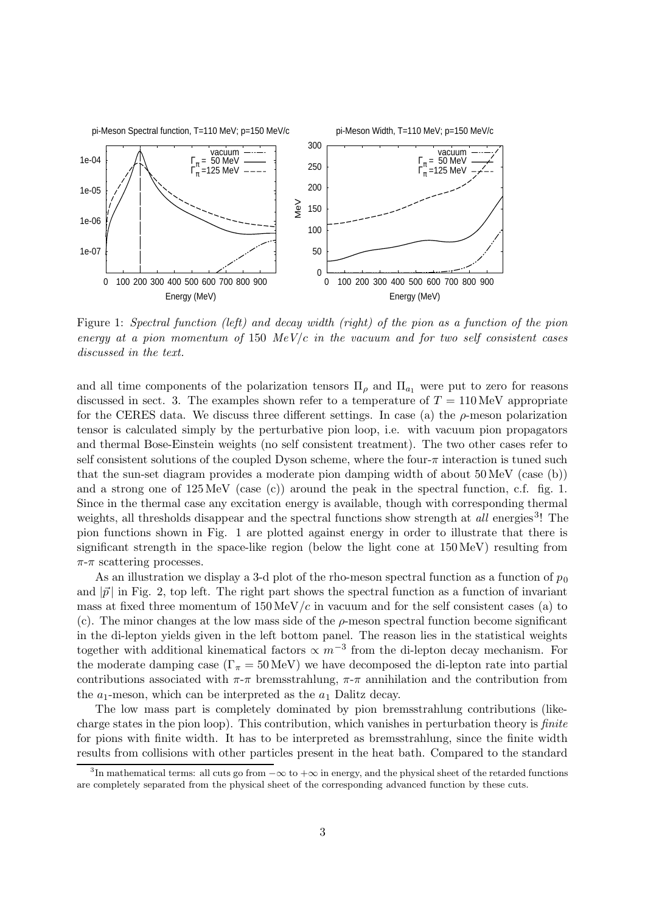Figure 1: *Spectral function (left) and decay width (right) of the pion as a function of the pion energy at a pion momentum of* 150 *MeV/c in the vacuum and for two self consistent cases discussed in the text.*

and all time components of the polarization tensors $\Pi_\rho$ and $\Pi_{a_1}$ were put to zero for reasons discussed in sect. 3. The examples shown refer to a temperature of $T = 110\,\text{MeV}$ appropriate for the CERES data. We discuss three different settings. In case (a) the $\rho$-meson polarization tensor is calculated simply by the perturbative pion loop, i.e. with vacuum pion propagators and thermal Bose-Einstein weights (no self consistent treatment). The two other cases refer to self consistent solutions of the coupled Dyson scheme, where the four-$\pi$ interaction is tuned such that the sun-set diagram provides a moderate pion damping width of about 50 MeV (case (b)) and a strong one of 125 MeV (case (c)) around the peak in the spectral function, c.f. fig. 1. Since in the thermal case any excitation energy is available, though with corresponding thermal weights, all thresholds disappear and the spectral functions show strength at *all* energies[3]! The pion functions shown in Fig. 1 are plotted against energy in order to illustrate that there is significant strength in the space-like region (below the light cone at 150 MeV) resulting from $\pi$-$\pi$ scattering processes.

As an illustration we display a 3-d plot of the rho-meson spectral function as a function of $p_0$ and $|\vec{p}|$ in Fig. 2, top left. The right part shows the spectral function as a function of invariant mass at fixed three momentum of $150\,\text{MeV}/c$ in vacuum and for the self consistent cases (a) to (c). The minor changes at the low mass side of the $\rho$-meson spectral function become significant in the di-lepton yields given in the left bottom panel. The reason lies in the statistical weights together with additional kinematical factors $\propto m^{-3}$ from the di-lepton decay mechanism. For the moderate damping case ($\Gamma_\pi = 50\,\text{MeV}$) we have decomposed the di-lepton rate into partial contributions associated with $\pi$-$\pi$ bremsstrahlung, $\pi$-$\pi$ annihilation and the contribution from the $a_1$-meson, which can be interpreted as the $a_1$ Dalitz decay.

The low mass part is completely dominated by pion bremsstrahlung contributions (like-charge states in the pion loop). This contribution, which vanishes in perturbation theory is *finite* for pions with finite width. It has to be interpreted as bremsstrahlung, since the finite width results from collisions with other particles present in the heat bath. Compared to the standard

[3] In mathematical terms: all cuts go from $-\infty$ to $+\infty$ in energy, and the physical sheet of the retarded functions are completely separated from the physical sheet of the corresponding advanced function by these cuts.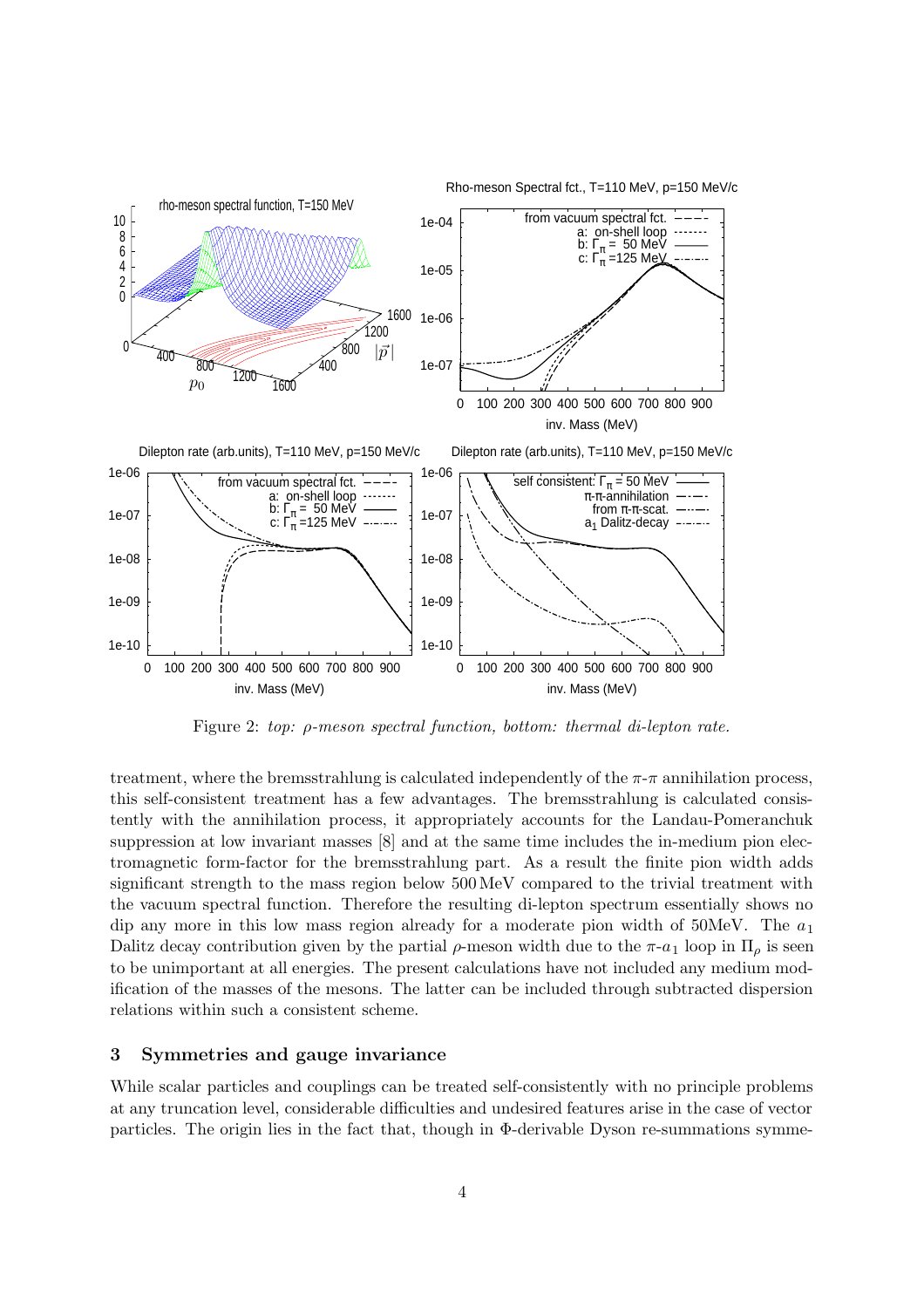Figure 2: *top: $\rho$-meson spectral function, bottom: thermal di-lepton rate.*

treatment, where the bremsstrahlung is calculated independently of the $\pi$-$\pi$ annihilation process, this self-consistent treatment has a few advantages. The bremsstrahlung is calculated consistently with the annihilation process, it appropriately accounts for the Landau-Pomeranchuk suppression at low invariant masses [8] and at the same time includes the in-medium pion electromagnetic form-factor for the bremsstrahlung part. As a result the finite pion width adds significant strength to the mass region below 500 MeV compared to the trivial treatment with the vacuum spectral function. Therefore the resulting di-lepton spectrum essentially shows no dip any more in this low mass region already for a moderate pion width of 50MeV. The $a_1$ Dalitz decay contribution given by the partial $\rho$-meson width due to the $\pi$-$a_1$ loop in $\Pi_\rho$ is seen to be unimportant at all energies. The present calculations have not included any medium modification of the masses of the mesons. The latter can be included through subtracted dispersion relations within such a consistent scheme.

## 3 Symmetries and gauge invariance

While scalar particles and couplings can be treated self-consistently with no principle problems at any truncation level, considerable difficulties and undesired features arise in the case of vector particles. The origin lies in the fact that, though in $\Phi$-derivable Dyson re-summations symme-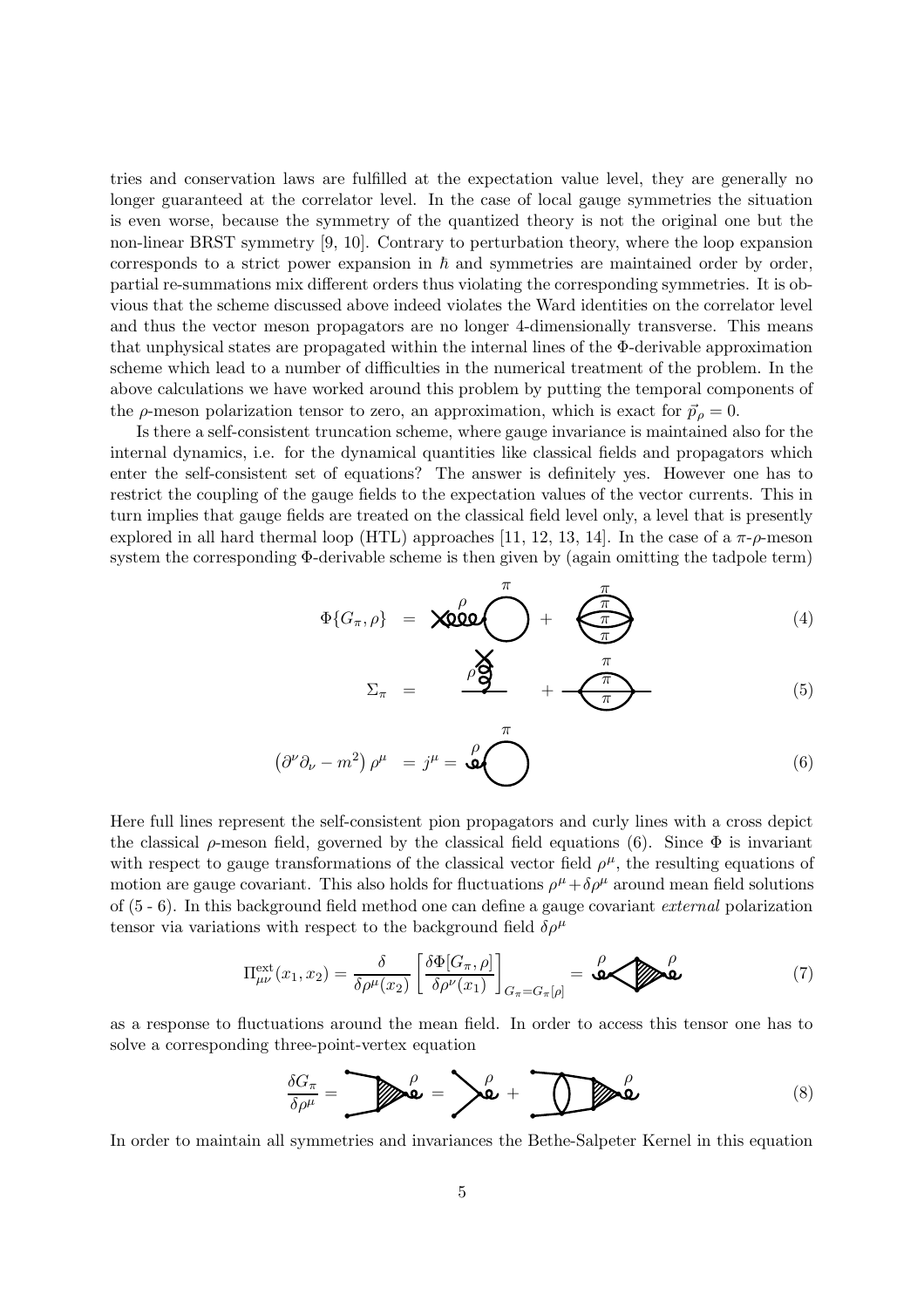tries and conservation laws are fulfilled at the expectation value level, they are generally no longer guaranteed at the correlator level. In the case of local gauge symmetries the situation is even worse, because the symmetry of the quantized theory is not the original one but the non-linear BRST symmetry [9, 10]. Contrary to perturbation theory, where the loop expansion corresponds to a strict power expansion in $\hbar$ and symmetries are maintained order by order, partial re-summations mix different orders thus violating the corresponding symmetries. It is obvious that the scheme discussed above indeed violates the Ward identities on the correlator level and thus the vector meson propagators are no longer 4-dimensionally transverse. This means that unphysical states are propagated within the internal lines of the Φ-derivable approximation scheme which lead to a number of difficulties in the numerical treatment of the problem. In the above calculations we have worked around this problem by putting the temporal components of the $\rho$-meson polarization tensor to zero, an approximation, which is exact for $\vec{p}_\rho = 0$.

Is there a self-consistent truncation scheme, where gauge invariance is maintained also for the internal dynamics, i.e. for the dynamical quantities like classical fields and propagators which enter the self-consistent set of equations? The answer is definitely yes. However one has to restrict the coupling of the gauge fields to the expectation values of the vector currents. This in turn implies that gauge fields are treated on the classical field level only, a level that is presently explored in all hard thermal loop (HTL) approaches [11, 12, 13, 14]. In the case of a $\pi$-$\rho$-meson system the corresponding Φ-derivable scheme is then given by (again omitting the tadpole term)

$$\Phi\{G_\pi, \rho\} = [\text{diagram}] + [\text{diagram}] \tag{4}$$

$$\Sigma_\pi = [\text{diagram}] + [\text{diagram}] \tag{5}$$

$$\left(\partial^\nu \partial_\nu - m^2\right) \rho^\mu = j^\mu = [\text{diagram}] \tag{6}$$

Here full lines represent the self-consistent pion propagators and curly lines with a cross depict the classical $\rho$-meson field, governed by the classical field equations (6). Since Φ is invariant with respect to gauge transformations of the classical vector field $\rho^\mu$, the resulting equations of motion are gauge covariant. This also holds for fluctuations $\rho^\mu + \delta\rho^\mu$ around mean field solutions of (5 - 6). In this background field method one can define a gauge covariant *external* polarization tensor via variations with respect to the background field $\delta\rho^\mu$

$$\Pi^{\rm ext}_{\mu\nu}(x_1, x_2) = \frac{\delta}{\delta\rho^\mu(x_2)} \left[ \frac{\delta\Phi[G_\pi, \rho]}{\delta\rho^\nu(x_1)} \right]_{G_\pi = G_\pi[\rho]} = [\text{diagram}] \tag{7}$$

as a response to fluctuations around the mean field. In order to access this tensor one has to solve a corresponding three-point-vertex equation

$$\frac{\delta G_\pi}{\delta\rho^\mu} = [\text{diagram}] = [\text{diagram}] + [\text{diagram}] \tag{8}$$

In order to maintain all symmetries and invariances the Bethe-Salpeter Kernel in this equation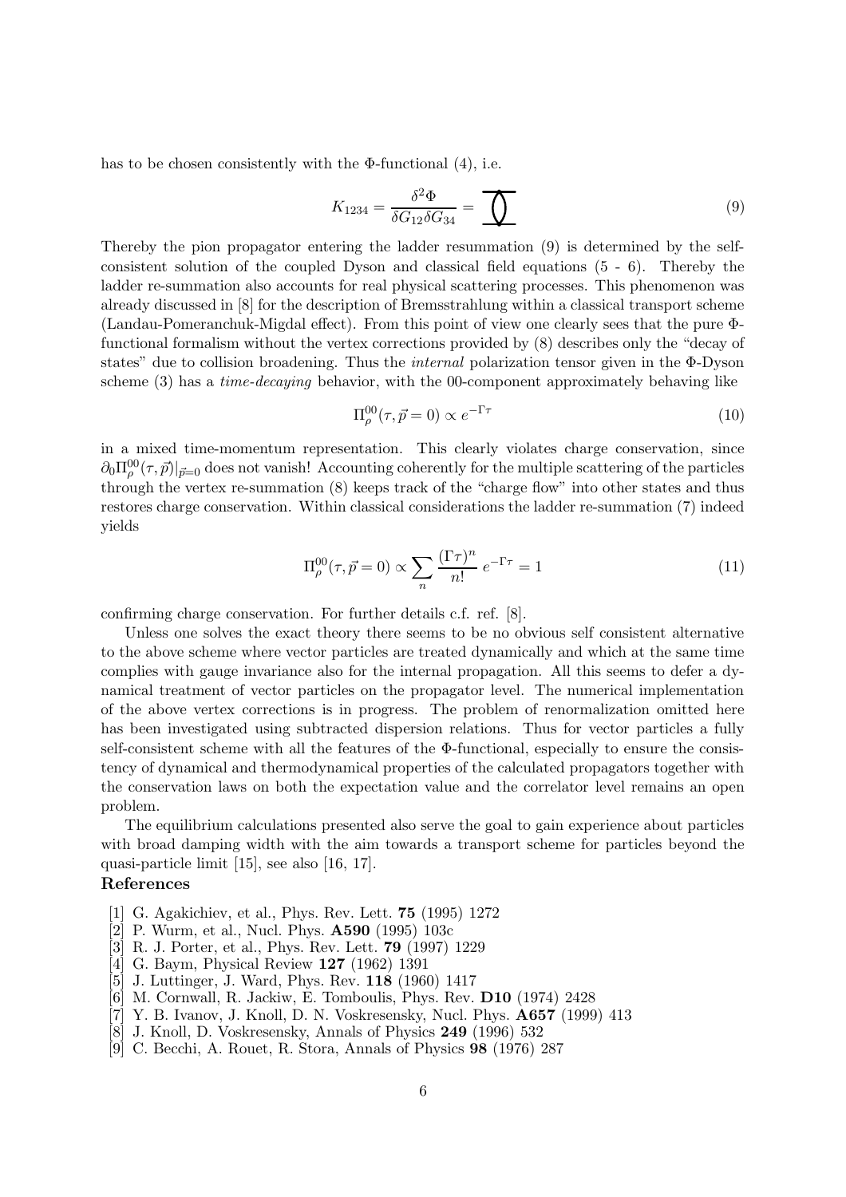has to be chosen consistently with the Φ-functional (4), i.e.

$$K_{1234} = \frac{\delta^2 \Phi}{\delta G_{12} \delta G_{34}} = \tag{9}$$

Thereby the pion propagator entering the ladder resummation (9) is determined by the self-consistent solution of the coupled Dyson and classical field equations (5 - 6). Thereby the ladder re-summation also accounts for real physical scattering processes. This phenomenon was already discussed in [8] for the description of Bremsstrahlung within a classical transport scheme (Landau-Pomeranchuk-Migdal effect). From this point of view one clearly sees that the pure Φ-functional formalism without the vertex corrections provided by (8) describes only the "decay of states" due to collision broadening. Thus the *internal* polarization tensor given in the Φ-Dyson scheme (3) has a *time-decaying* behavior, with the 00-component approximately behaving like

$$\Pi^{00}_{\rho}(\tau, \vec{p} = 0) \propto e^{-\Gamma \tau} \tag{10}$$

in a mixed time-momentum representation. This clearly violates charge conservation, since $\partial_0 \Pi^{00}_{\rho}(\tau, \vec{p})|_{\vec{p}=0}$ does not vanish! Accounting coherently for the multiple scattering of the particles through the vertex re-summation (8) keeps track of the "charge flow" into other states and thus restores charge conservation. Within classical considerations the ladder re-summation (7) indeed yields

$$\Pi^{00}_{\rho}(\tau, \vec{p} = 0) \propto \sum_{n} \frac{(\Gamma \tau)^n}{n!} e^{-\Gamma \tau} = 1 \tag{11}$$

confirming charge conservation. For further details c.f. ref. [8].

Unless one solves the exact theory there seems to be no obvious self consistent alternative to the above scheme where vector particles are treated dynamically and which at the same time complies with gauge invariance also for the internal propagation. All this seems to defer a dynamical treatment of vector particles on the propagator level. The numerical implementation of the above vertex corrections is in progress. The problem of renormalization omitted here has been investigated using subtracted dispersion relations. Thus for vector particles a fully self-consistent scheme with all the features of the Φ-functional, especially to ensure the consistency of dynamical and thermodynamical properties of the calculated propagators together with the conservation laws on both the expectation value and the correlator level remains an open problem.

The equilibrium calculations presented also serve the goal to gain experience about particles with broad damping width with the aim towards a transport scheme for particles beyond the quasi-particle limit [15], see also [16, 17].

## References

[1] G. Agakichiev, et al., Phys. Rev. Lett. **75** (1995) 1272

[2] P. Wurm, et al., Nucl. Phys. **A590** (1995) 103c

[3] R. J. Porter, et al., Phys. Rev. Lett. **79** (1997) 1229

[4] G. Baym, Physical Review **127** (1962) 1391

[5] J. Luttinger, J. Ward, Phys. Rev. **118** (1960) 1417

[6] M. Cornwall, R. Jackiw, E. Tomboulis, Phys. Rev. **D10** (1974) 2428

[7] Y. B. Ivanov, J. Knoll, D. N. Voskresensky, Nucl. Phys. **A657** (1999) 413

[8] J. Knoll, D. Voskresensky, Annals of Physics **249** (1996) 532

[9] C. Becchi, A. Rouet, R. Stora, Annals of Physics **98** (1976) 287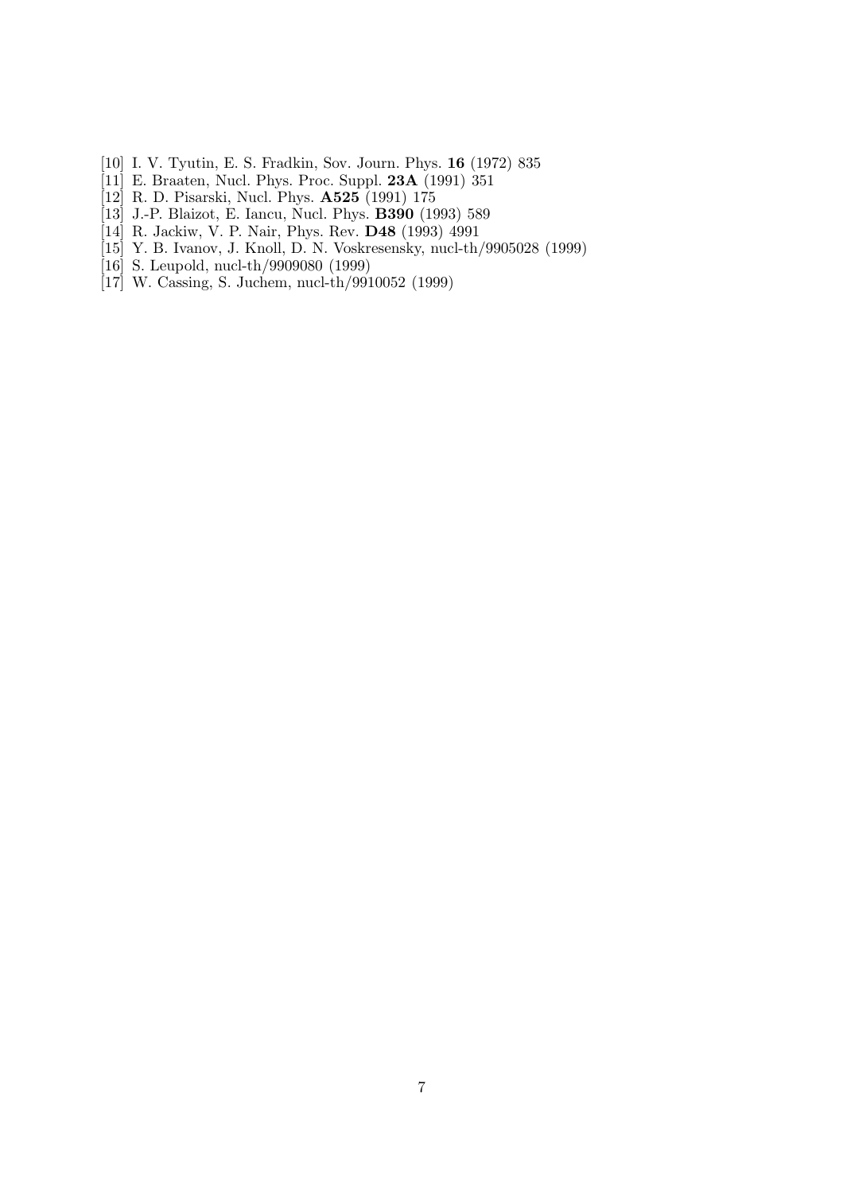[10] I. V. Tyutin, E. S. Fradkin, Sov. Journ. Phys. **16** (1972) 835

[11] E. Braaten, Nucl. Phys. Proc. Suppl. **23A** (1991) 351

[12] R. D. Pisarski, Nucl. Phys. **A525** (1991) 175

[13] J.-P. Blaizot, E. Iancu, Nucl. Phys. **B390** (1993) 589

[14] R. Jackiw, V. P. Nair, Phys. Rev. **D48** (1993) 4991

[15] Y. B. Ivanov, J. Knoll, D. N. Voskresensky, nucl-th/9905028 (1999)

[16] S. Leupold, nucl-th/9909080 (1999)

[17] W. Cassing, S. Juchem, nucl-th/9910052 (1999)